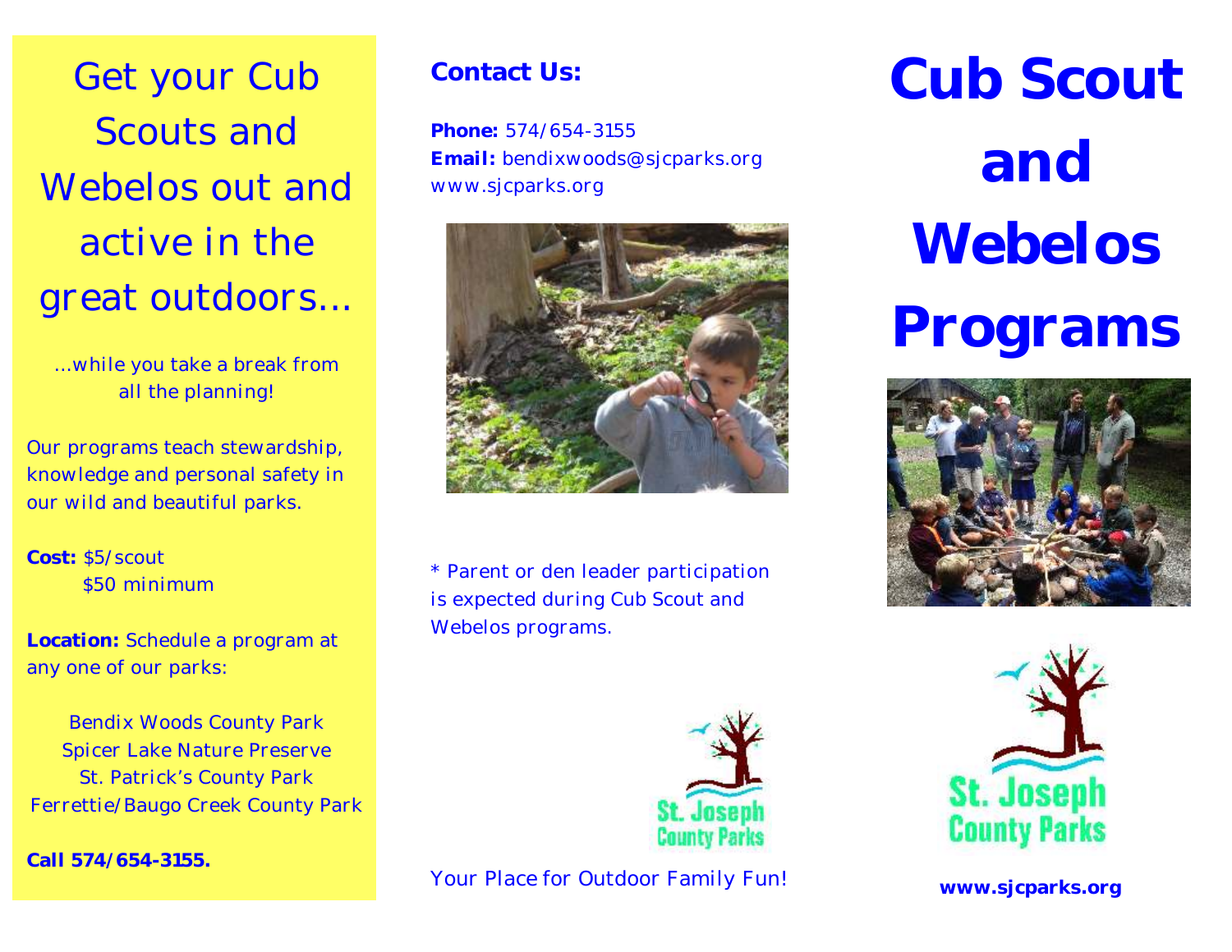Get your Cub Scouts and Webelos out and active in the great outdoors…

…while you take a break from all the planning!

Our programs teach stewardship, knowledge and personal safety in our wild and beautiful parks.

**Cost:** $5/scout
$50 minimum

**Location:** Schedule a program at any one of our parks:

Bendix Woods County Park
Spicer Lake Nature Preserve
St. Patrick's County Park
Ferrettie/Baugo Creek County Park

**Call 574/654-3155.**

## Contact Us:

**Phone:** 574/654-3155
**Email:** bendixwoods@sjcparks.org
www.sjcparks.org

* Parent or den leader participation is expected during Cub Scout and Webelos programs.

St. Joseph County Parks

Your Place for Outdoor Family Fun!

# Cub Scout and Webelos Programs

St. Joseph County Parks

**www.sjcparks.org**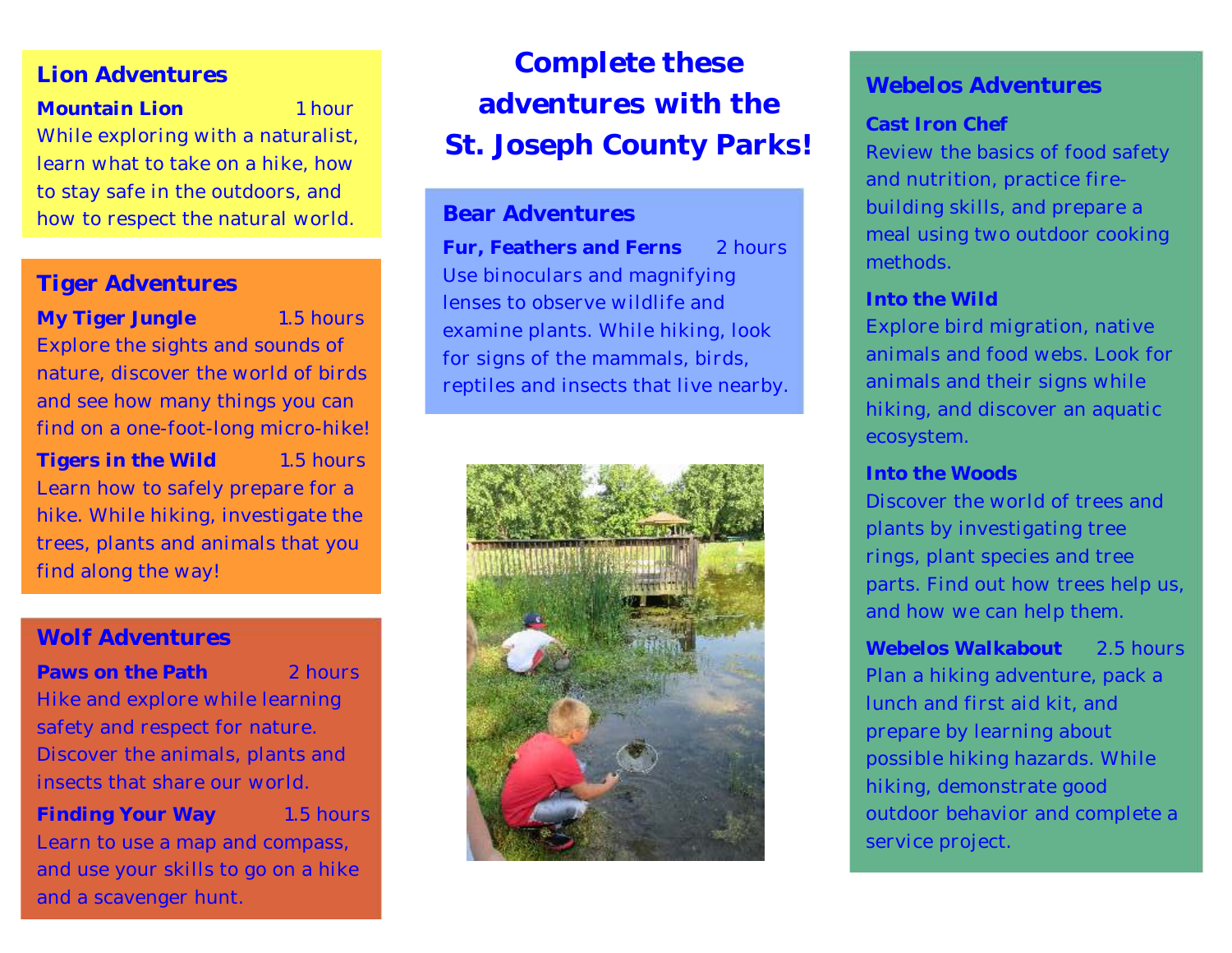## Lion Adventures

**Mountain Lion** 1 hour

While exploring with a naturalist, learn what to take on a hike, how to stay safe in the outdoors, and how to respect the natural world.

## Tiger Adventures

**My Tiger Jungle** 1.5 hours

Explore the sights and sounds of nature, discover the world of birds and see how many things you can find on a one-foot-long micro-hike!

**Tigers in the Wild** 1.5 hours

Learn how to safely prepare for a hike. While hiking, investigate the trees, plants and animals that you find along the way!

## Wolf Adventures

**Paws on the Path** 2 hours

Hike and explore while learning safety and respect for nature. Discover the animals, plants and insects that share our world.

**Finding Your Way** 1.5 hours

Learn to use a map and compass, and use your skills to go on a hike and a scavenger hunt.

# Complete these adventures with the St. Joseph County Parks!

## Bear Adventures

**Fur, Feathers and Ferns** 2 hours

Use binoculars and magnifying lenses to observe wildlife and examine plants. While hiking, look for signs of the mammals, birds, reptiles and insects that live nearby.

## Webelos Adventures

**Cast Iron Chef**

Review the basics of food safety and nutrition, practice fire-building skills, and prepare a meal using two outdoor cooking methods.

**Into the Wild**

Explore bird migration, native animals and food webs. Look for animals and their signs while hiking, and discover an aquatic ecosystem.

**Into the Woods**

Discover the world of trees and plants by investigating tree rings, plant species and tree parts. Find out how trees help us, and how we can help them.

**Webelos Walkabout** 2.5 hours

Plan a hiking adventure, pack a lunch and first aid kit, and prepare by learning about possible hiking hazards. While hiking, demonstrate good outdoor behavior and complete a service project.